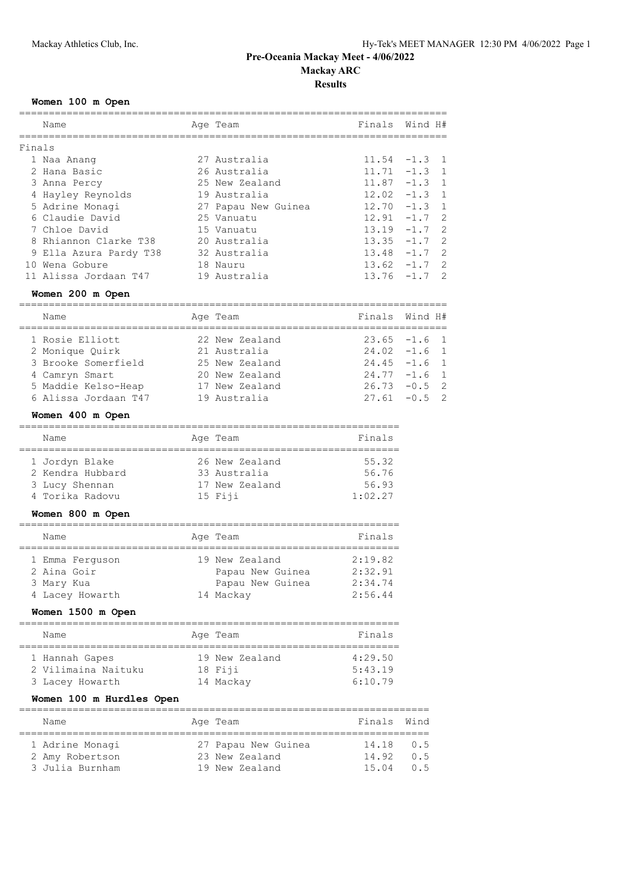# Pre-Oceania Mackay Meet - 4/06/2022

## Mackay ARC

### Results

**Women 100 m Open**

| | Name | Age | Team | Finals | Wind | H# |
|---|---|---|---|---|---|---|
| Finals | | | | | | |
| 1 | Naa Anang | 27 | Australia | 11.54 | -1.3 | 1 |
| 2 | Hana Basic | 26 | Australia | 11.71 | -1.3 | 1 |
| 3 | Anna Percy | 25 | New Zealand | 11.87 | -1.3 | 1 |
| 4 | Hayley Reynolds | 19 | Australia | 12.02 | -1.3 | 1 |
| 5 | Adrine Monagi | 27 | Papau New Guinea | 12.70 | -1.3 | 1 |
| 6 | Claudie David | 25 | Vanuatu | 12.91 | -1.7 | 2 |
| 7 | Chloe David | 15 | Vanuatu | 13.19 | -1.7 | 2 |
| 8 | Rhiannon Clarke T38 | 20 | Australia | 13.35 | -1.7 | 2 |
| 9 | Ella Azura Pardy T38 | 32 | Australia | 13.48 | -1.7 | 2 |
| 10 | Wena Gobure | 18 | Nauru | 13.62 | -1.7 | 2 |
| 11 | Alissa Jordaan T47 | 19 | Australia | 13.76 | -1.7 | 2 |

**Women 200 m Open**

| | Name | Age | Team | Finals | Wind | H# |
|---|---|---|---|---|---|---|
| 1 | Rosie Elliott | 22 | New Zealand | 23.65 | -1.6 | 1 |
| 2 | Monique Quirk | 21 | Australia | 24.02 | -1.6 | 1 |
| 3 | Brooke Somerfield | 25 | New Zealand | 24.45 | -1.6 | 1 |
| 4 | Camryn Smart | 20 | New Zealand | 24.77 | -1.6 | 1 |
| 5 | Maddie Kelso-Heap | 17 | New Zealand | 26.73 | -0.5 | 2 |
| 6 | Alissa Jordaan T47 | 19 | Australia | 27.61 | -0.5 | 2 |

**Women 400 m Open**

| | Name | Age | Team | Finals |
|---|---|---|---|---|
| 1 | Jordyn Blake | 26 | New Zealand | 55.32 |
| 2 | Kendra Hubbard | 33 | Australia | 56.76 |
| 3 | Lucy Shennan | 17 | New Zealand | 56.93 |
| 4 | Torika Radovu | 15 | Fiji | 1:02.27 |

**Women 800 m Open**

| | Name | Age | Team | Finals |
|---|---|---|---|---|
| 1 | Emma Ferguson | 19 | New Zealand | 2:19.82 |
| 2 | Aina Goir | | Papau New Guinea | 2:32.91 |
| 3 | Mary Kua | | Papau New Guinea | 2:34.74 |
| 4 | Lacey Howarth | 14 | Mackay | 2:56.44 |

**Women 1500 m Open**

| | Name | Age | Team | Finals |
|---|---|---|---|---|
| 1 | Hannah Gapes | 19 | New Zealand | 4:29.50 |
| 2 | Vilimaina Naituku | 18 | Fiji | 5:43.19 |
| 3 | Lacey Howarth | 14 | Mackay | 6:10.79 |

**Women 100 m Hurdles Open**

| | Name | Age | Team | Finals | Wind |
|---|---|---|---|---|---|
| 1 | Adrine Monagi | 27 | Papau New Guinea | 14.18 | 0.5 |
| 2 | Amy Robertson | 23 | New Zealand | 14.92 | 0.5 |
| 3 | Julia Burnham | 19 | New Zealand | 15.04 | 0.5 |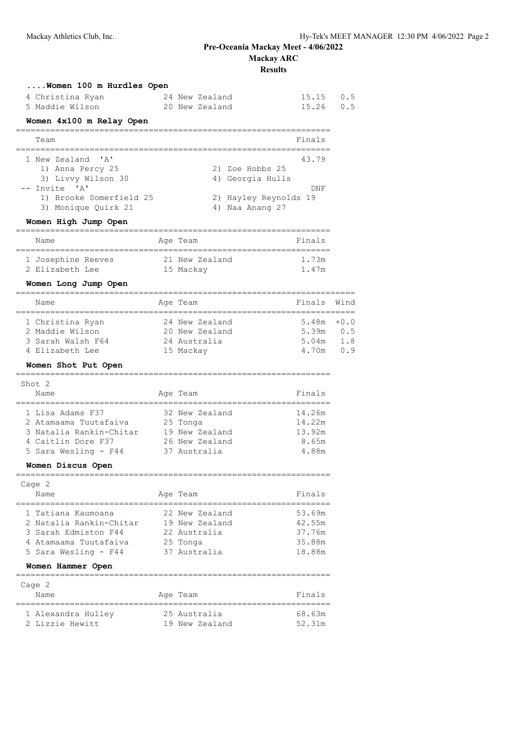# Pre-Oceania Mackay Meet - 4/06/2022

## Mackay ARC

## Results

### ....Women 100 m Hurdles Open

| Place | Name | Age | Team | Finals | Wind |
|---|---|---|---|---|---|
| 4 | Christina Ryan | 24 | New Zealand | 15.15 | 0.5 |
| 5 | Maddie Wilson | 20 | New Zealand | 15.26 | 0.5 |

### Women 4x100 m Relay Open

| Place | Team | Finals |
|---|---|---|
| 1 | New Zealand 'A' | 43.79 |
| | 1) Anna Percy 25; 2) Zoe Hobbs 25; 3) Livvy Wilson 30; 4) Georgia Hulls | |
| -- | Invite 'A' | DNF |
| | 1) Brooke Somerfield 25; 2) Hayley Reynolds 19; 3) Monique Quirk 21; 4) Naa Anang 27 | |

### Women High Jump Open

| Place | Name | Age | Team | Finals |
|---|---|---|---|---|
| 1 | Josephine Reeves | 21 | New Zealand | 1.73m |
| 2 | Elizabeth Lee | 15 | Mackay | 1.47m |

### Women Long Jump Open

| Place | Name | Age | Team | Finals | Wind |
|---|---|---|---|---|---|
| 1 | Christina Ryan | 24 | New Zealand | 5.48m | +0.0 |
| 2 | Maddie Wilson | 20 | New Zealand | 5.39m | 0.5 |
| 3 | Sarah Walsh F64 | 24 | Australia | 5.04m | 1.8 |
| 4 | Elizabeth Lee | 15 | Mackay | 4.70m | 0.9 |

### Women Shot Put Open

Shot 2

| Place | Name | Age | Team | Finals |
|---|---|---|---|---|
| 1 | Lisa Adams F37 | 32 | New Zealand | 14.26m |
| 2 | Atamaama Tuutafaiva | 25 | Tonga | 14.22m |
| 3 | Natalia Rankin-Chitar | 19 | New Zealand | 13.92m |
| 4 | Caitlin Dore F37 | 26 | New Zealand | 8.65m |
| 5 | Sara Wesling - F44 | 37 | Australia | 4.88m |

### Women Discus Open

Cage 2

| Place | Name | Age | Team | Finals |
|---|---|---|---|---|
| 1 | Tatiana Kaumoana | 22 | New Zealand | 53.69m |
| 2 | Natalia Rankin-Chitar | 19 | New Zealand | 42.55m |
| 3 | Sarah Edmiston F44 | 22 | Australia | 37.76m |
| 4 | Atamaama Tuutafaiva | 25 | Tonga | 35.88m |
| 5 | Sara Wesling - F44 | 37 | Australia | 18.88m |

### Women Hammer Open

Cage 2

| Place | Name | Age | Team | Finals |
|---|---|---|---|---|
| 1 | Alexandra Hulley | 25 | Australia | 68.63m |
| 2 | Lizzie Hewitt | 19 | New Zealand | 52.31m |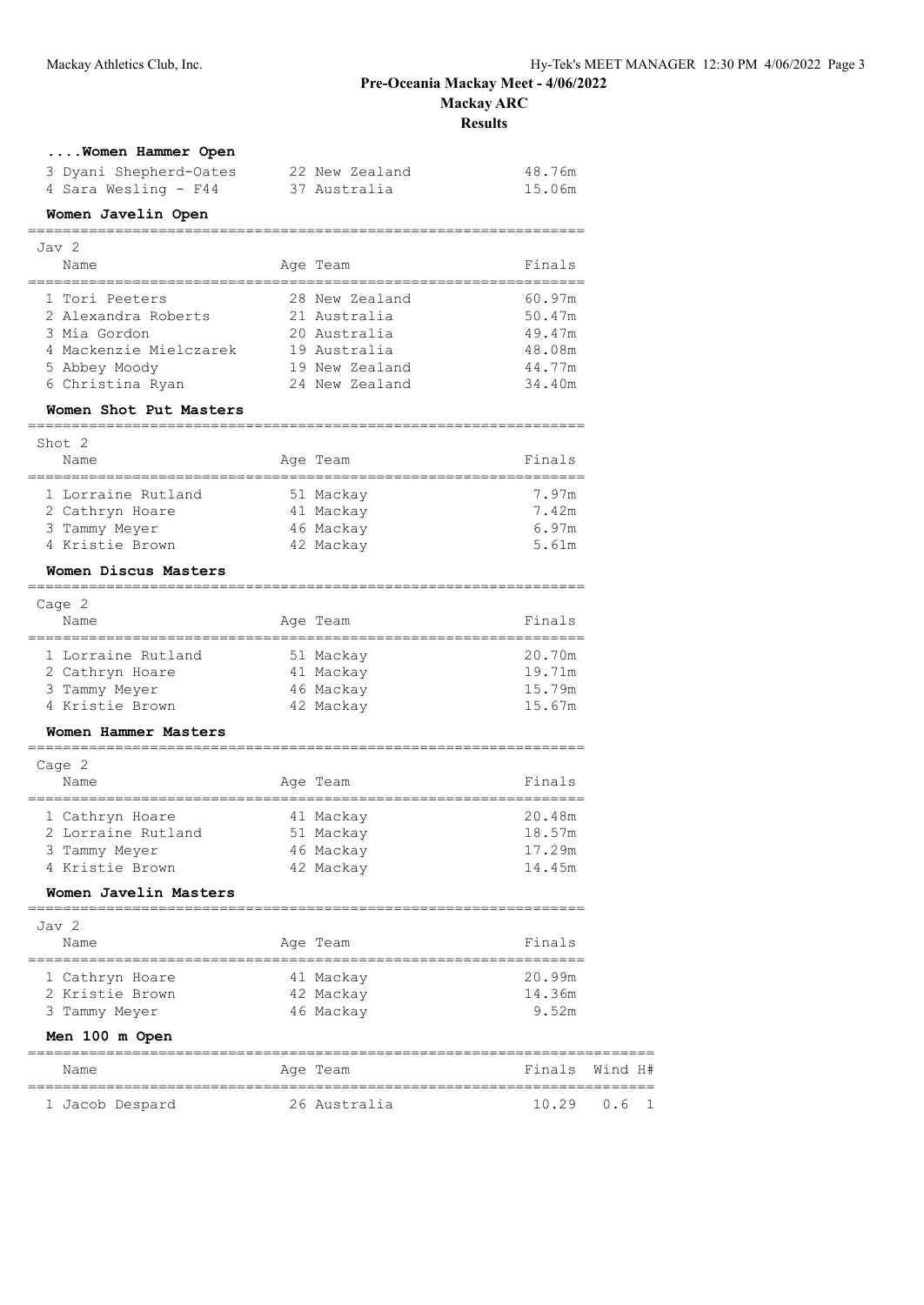# Pre-Oceania Mackay Meet - 4/06/2022

## Mackay ARC

## Results

### ....Women Hammer Open

| Place | Name | Age | Team | Finals |
|---|---|---|---|---|
| 3 | Dyani Shepherd-Oates | 22 | New Zealand | 48.76m |
| 4 | Sara Wesling - F44 | 37 | Australia | 15.06m |

### Women Javelin Open

Jav 2

| Place | Name | Age | Team | Finals |
|---|---|---|---|---|
| 1 | Tori Peeters | 28 | New Zealand | 60.97m |
| 2 | Alexandra Roberts | 21 | Australia | 50.47m |
| 3 | Mia Gordon | 20 | Australia | 49.47m |
| 4 | Mackenzie Mielczarek | 19 | Australia | 48.08m |
| 5 | Abbey Moody | 19 | New Zealand | 44.77m |
| 6 | Christina Ryan | 24 | New Zealand | 34.40m |

### Women Shot Put Masters

Shot 2

| Place | Name | Age | Team | Finals |
|---|---|---|---|---|
| 1 | Lorraine Rutland | 51 | Mackay | 7.97m |
| 2 | Cathryn Hoare | 41 | Mackay | 7.42m |
| 3 | Tammy Meyer | 46 | Mackay | 6.97m |
| 4 | Kristie Brown | 42 | Mackay | 5.61m |

### Women Discus Masters

Cage 2

| Place | Name | Age | Team | Finals |
|---|---|---|---|---|
| 1 | Lorraine Rutland | 51 | Mackay | 20.70m |
| 2 | Cathryn Hoare | 41 | Mackay | 19.71m |
| 3 | Tammy Meyer | 46 | Mackay | 15.79m |
| 4 | Kristie Brown | 42 | Mackay | 15.67m |

### Women Hammer Masters

Cage 2

| Place | Name | Age | Team | Finals |
|---|---|---|---|---|
| 1 | Cathryn Hoare | 41 | Mackay | 20.48m |
| 2 | Lorraine Rutland | 51 | Mackay | 18.57m |
| 3 | Tammy Meyer | 46 | Mackay | 17.29m |
| 4 | Kristie Brown | 42 | Mackay | 14.45m |

### Women Javelin Masters

Jav 2

| Place | Name | Age | Team | Finals |
|---|---|---|---|---|
| 1 | Cathryn Hoare | 41 | Mackay | 20.99m |
| 2 | Kristie Brown | 42 | Mackay | 14.36m |
| 3 | Tammy Meyer | 46 | Mackay | 9.52m |

### Men 100 m Open

| Place | Name | Age | Team | Finals | Wind | H# |
|---|---|---|---|---|---|---|
| 1 | Jacob Despard | 26 | Australia | 10.29 | 0.6 | 1 |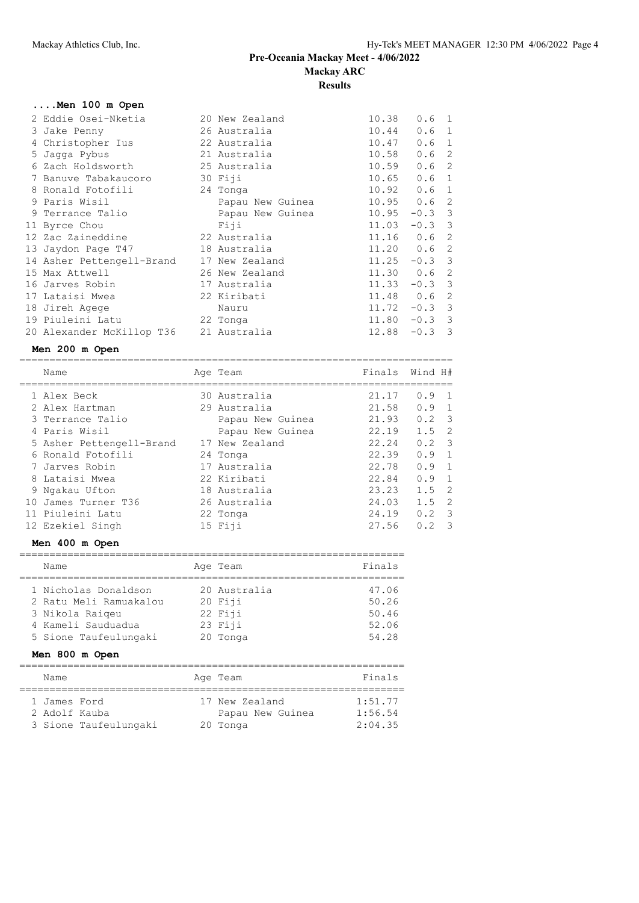# Pre-Oceania Mackay Meet - 4/06/2022

**Mackay ARC**

**Results**

### ....Men 100 m Open

| Name | Age | Team | Finals | Wind | H# |
|---|---|---|---|---|---|
| 2 Eddie Osei-Nketia | 20 | New Zealand | 10.38 | 0.6 | 1 |
| 3 Jake Penny | 26 | Australia | 10.44 | 0.6 | 1 |
| 4 Christopher Ius | 22 | Australia | 10.47 | 0.6 | 1 |
| 5 Jagga Pybus | 21 | Australia | 10.58 | 0.6 | 2 |
| 6 Zach Holdsworth | 25 | Australia | 10.59 | 0.6 | 2 |
| 7 Banuve Tabakaucoro | 30 | Fiji | 10.65 | 0.6 | 1 |
| 8 Ronald Fotofili | 24 | Tonga | 10.92 | 0.6 | 1 |
| 9 Paris Wisil | | Papau New Guinea | 10.95 | 0.6 | 2 |
| 9 Terrance Talio | | Papau New Guinea | 10.95 | -0.3 | 3 |
| 11 Byrce Chou | | Fiji | 11.03 | -0.3 | 3 |
| 12 Zac Zaineddine | 22 | Australia | 11.16 | 0.6 | 2 |
| 13 Jaydon Page T47 | 18 | Australia | 11.20 | 0.6 | 2 |
| 14 Asher Pettengell-Brand | 17 | New Zealand | 11.25 | -0.3 | 3 |
| 15 Max Attwell | 26 | New Zealand | 11.30 | 0.6 | 2 |
| 16 Jarves Robin | 17 | Australia | 11.33 | -0.3 | 3 |
| 17 Lataisi Mwea | 22 | Kiribati | 11.48 | 0.6 | 2 |
| 18 Jireh Agege | | Nauru | 11.72 | -0.3 | 3 |
| 19 Piuleini Latu | 22 | Tonga | 11.80 | -0.3 | 3 |
| 20 Alexander McKillop T36 | 21 | Australia | 12.88 | -0.3 | 3 |

### Men 200 m Open

| Name | Age | Team | Finals | Wind | H# |
|---|---|---|---|---|---|
| 1 Alex Beck | 30 | Australia | 21.17 | 0.9 | 1 |
| 2 Alex Hartman | 29 | Australia | 21.58 | 0.9 | 1 |
| 3 Terrance Talio | | Papau New Guinea | 21.93 | 0.2 | 3 |
| 4 Paris Wisil | | Papau New Guinea | 22.19 | 1.5 | 2 |
| 5 Asher Pettengell-Brand | 17 | New Zealand | 22.24 | 0.2 | 3 |
| 6 Ronald Fotofili | 24 | Tonga | 22.39 | 0.9 | 1 |
| 7 Jarves Robin | 17 | Australia | 22.78 | 0.9 | 1 |
| 8 Lataisi Mwea | 22 | Kiribati | 22.84 | 0.9 | 1 |
| 9 Ngakau Ufton | 18 | Australia | 23.23 | 1.5 | 2 |
| 10 James Turner T36 | 26 | Australia | 24.03 | 1.5 | 2 |
| 11 Piuleini Latu | 22 | Tonga | 24.19 | 0.2 | 3 |
| 12 Ezekiel Singh | 15 | Fiji | 27.56 | 0.2 | 3 |

### Men 400 m Open

| Name | Age | Team | Finals |
|---|---|---|---|
| 1 Nicholas Donaldson | 20 | Australia | 47.06 |
| 2 Ratu Meli Ramuakalou | 20 | Fiji | 50.26 |
| 3 Nikola Raiqeu | 22 | Fiji | 50.46 |
| 4 Kameli Sauduadua | 23 | Fiji | 52.06 |
| 5 Sione Taufeulungaki | 20 | Tonga | 54.28 |

### Men 800 m Open

| Name | Age | Team | Finals |
|---|---|---|---|
| 1 James Ford | 17 | New Zealand | 1:51.77 |
| 2 Adolf Kauba | | Papau New Guinea | 1:56.54 |
| 3 Sione Taufeulungaki | 20 | Tonga | 2:04.35 |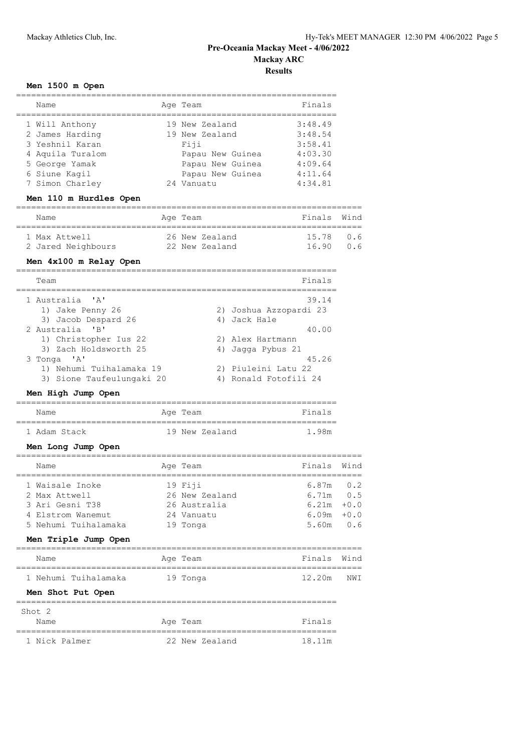# Pre-Oceania Mackay Meet - 4/06/2022

## Mackay ARC

## Results

### Men 1500 m Open

| Name | Age | Team | Finals |
|---|---|---|---|
| 1 Will Anthony | 19 | New Zealand | 3:48.49 |
| 2 James Harding | 19 | New Zealand | 3:48.54 |
| 3 Yeshnil Karan | | Fiji | 3:58.41 |
| 4 Aquila Turalom | | Papau New Guinea | 4:03.30 |
| 5 George Yamak | | Papau New Guinea | 4:09.64 |
| 6 Siune Kagil | | Papau New Guinea | 4:11.64 |
| 7 Simon Charley | 24 | Vanuatu | 4:34.81 |

### Men 110 m Hurdles Open

| Name | Age | Team | Finals | Wind |
|---|---|---|---|---|
| 1 Max Attwell | 26 | New Zealand | 15.78 | 0.6 |
| 2 Jared Neighbours | 22 | New Zealand | 16.90 | 0.6 |

### Men 4x100 m Relay Open

| Team | | Finals |
|---|---|---|
| 1 Australia 'A' | | 39.14 |
| 1) Jake Penny 26 | 2) Joshua Azzopardi 23 | |
| 3) Jacob Despard 26 | 4) Jack Hale | |
| 2 Australia 'B' | | 40.00 |
| 1) Christopher Ius 22 | 2) Alex Hartmann | |
| 3) Zach Holdsworth 25 | 4) Jagga Pybus 21 | |
| 3 Tonga 'A' | | 45.26 |
| 1) Nehumi Tuihalamaka 19 | 2) Piuleini Latu 22 | |
| 3) Sione Taufeulungaki 20 | 4) Ronald Fotofili 24 | |

### Men High Jump Open

| Name | Age | Team | Finals |
|---|---|---|---|
| 1 Adam Stack | 19 | New Zealand | 1.98m |

### Men Long Jump Open

| Name | Age | Team | Finals | Wind |
|---|---|---|---|---|
| 1 Waisale Inoke | 19 | Fiji | 6.87m | 0.2 |
| 2 Max Attwell | 26 | New Zealand | 6.71m | 0.5 |
| 3 Ari Gesni T38 | 26 | Australia | 6.21m | +0.0 |
| 4 Elstrom Wanemut | 24 | Vanuatu | 6.09m | +0.0 |
| 5 Nehumi Tuihalamaka | 19 | Tonga | 5.60m | 0.6 |

### Men Triple Jump Open

| Name | Age | Team | Finals | Wind |
|---|---|---|---|---|
| 1 Nehumi Tuihalamaka | 19 | Tonga | 12.20m | NWI |

### Men Shot Put Open

Shot 2

| Name | Age | Team | Finals |
|---|---|---|---|
| 1 Nick Palmer | 22 | New Zealand | 18.11m |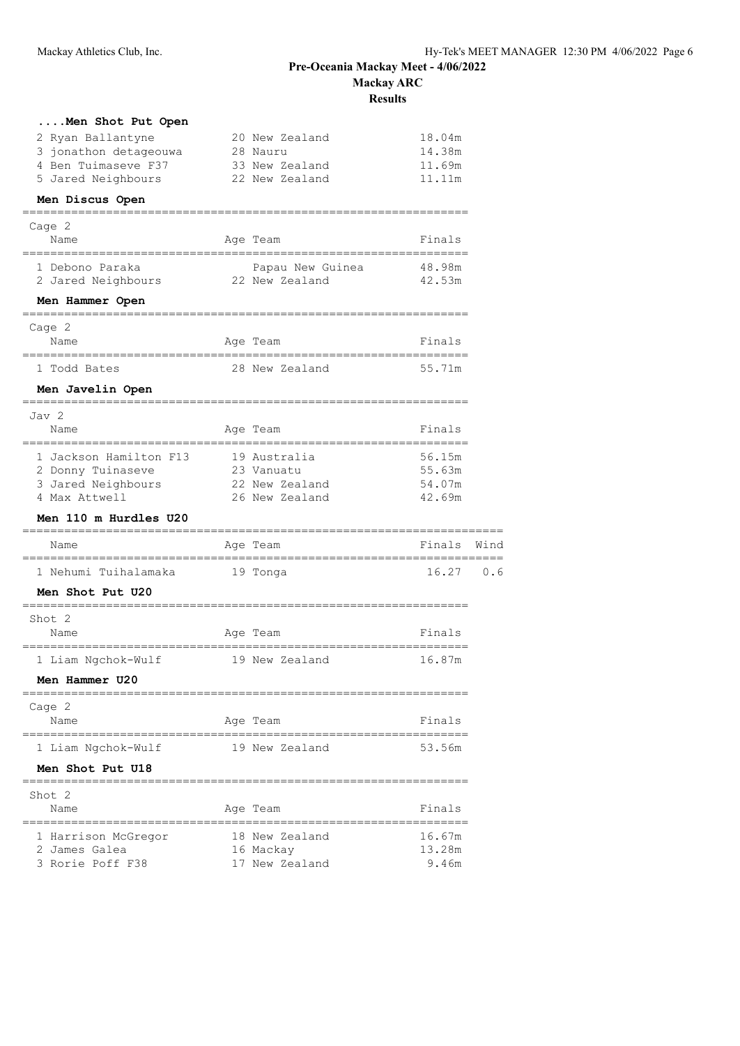## Pre-Oceania Mackay Meet - 4/06/2022

### Mackay ARC

### Results

#### ....Men Shot Put Open

| Name | Age | Team | Finals |
|---|---|---|---|
| 2 Ryan Ballantyne | 20 | New Zealand | 18.04m |
| 3 jonathon detageouwa | 28 | Nauru | 14.38m |
| 4 Ben Tuimaseve F37 | 33 | New Zealand | 11.69m |
| 5 Jared Neighbours | 22 | New Zealand | 11.11m |

#### Men Discus Open

Cage 2

| Name | Age | Team | Finals |
|---|---|---|---|
| 1 Debono Paraka | | Papau New Guinea | 48.98m |
| 2 Jared Neighbours | 22 | New Zealand | 42.53m |

#### Men Hammer Open

Cage 2

| Name | Age | Team | Finals |
|---|---|---|---|
| 1 Todd Bates | 28 | New Zealand | 55.71m |

#### Men Javelin Open

Jav 2

| Name | Age | Team | Finals |
|---|---|---|---|
| 1 Jackson Hamilton F13 | 19 | Australia | 56.15m |
| 2 Donny Tuinaseve | 23 | Vanuatu | 55.63m |
| 3 Jared Neighbours | 22 | New Zealand | 54.07m |
| 4 Max Attwell | 26 | New Zealand | 42.69m |

#### Men 110 m Hurdles U20

| Name | Age | Team | Finals | Wind |
|---|---|---|---|---|
| 1 Nehumi Tuihalamaka | 19 | Tonga | 16.27 | 0.6 |

#### Men Shot Put U20

Shot 2

| Name | Age | Team | Finals |
|---|---|---|---|
| 1 Liam Ngchok-Wulf | 19 | New Zealand | 16.87m |

#### Men Hammer U20

Cage 2

| Name | Age | Team | Finals |
|---|---|---|---|
| 1 Liam Ngchok-Wulf | 19 | New Zealand | 53.56m |

#### Men Shot Put U18

Shot 2

| Name | Age | Team | Finals |
|---|---|---|---|
| 1 Harrison McGregor | 18 | New Zealand | 16.67m |
| 2 James Galea | 16 | Mackay | 13.28m |
| 3 Rorie Poff F38 | 17 | New Zealand | 9.46m |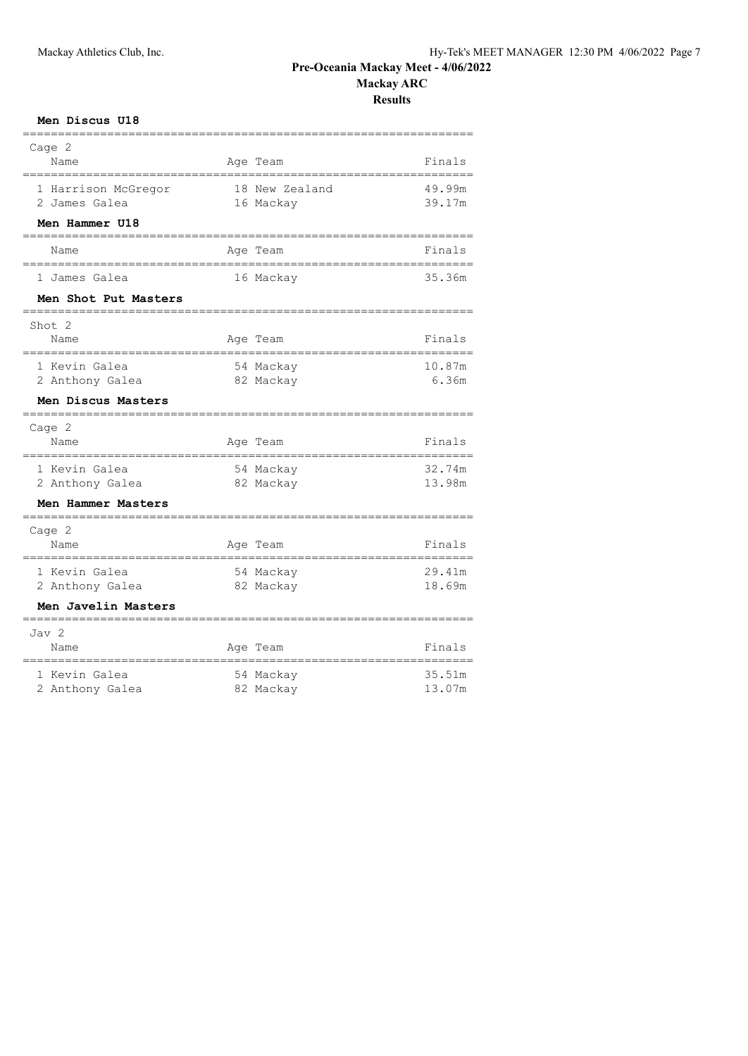**Pre-Oceania Mackay Meet - 4/06/2022**

**Mackay ARC**

**Results**

### Men Discus U18

Cage 2

| Name | Age | Team | Finals |
|---|---|---|---|
| 1 Harrison McGregor | 18 | New Zealand | 49.99m |
| 2 James Galea | 16 | Mackay | 39.17m |

### Men Hammer U18

| Name | Age | Team | Finals |
|---|---|---|---|
| 1 James Galea | 16 | Mackay | 35.36m |

### Men Shot Put Masters

Shot 2

| Name | Age | Team | Finals |
|---|---|---|---|
| 1 Kevin Galea | 54 | Mackay | 10.87m |
| 2 Anthony Galea | 82 | Mackay | 6.36m |

### Men Discus Masters

Cage 2

| Name | Age | Team | Finals |
|---|---|---|---|
| 1 Kevin Galea | 54 | Mackay | 32.74m |
| 2 Anthony Galea | 82 | Mackay | 13.98m |

### Men Hammer Masters

Cage 2

| Name | Age | Team | Finals |
|---|---|---|---|
| 1 Kevin Galea | 54 | Mackay | 29.41m |
| 2 Anthony Galea | 82 | Mackay | 18.69m |

### Men Javelin Masters

Jav 2

| Name | Age | Team | Finals |
|---|---|---|---|
| 1 Kevin Galea | 54 | Mackay | 35.51m |
| 2 Anthony Galea | 82 | Mackay | 13.07m |